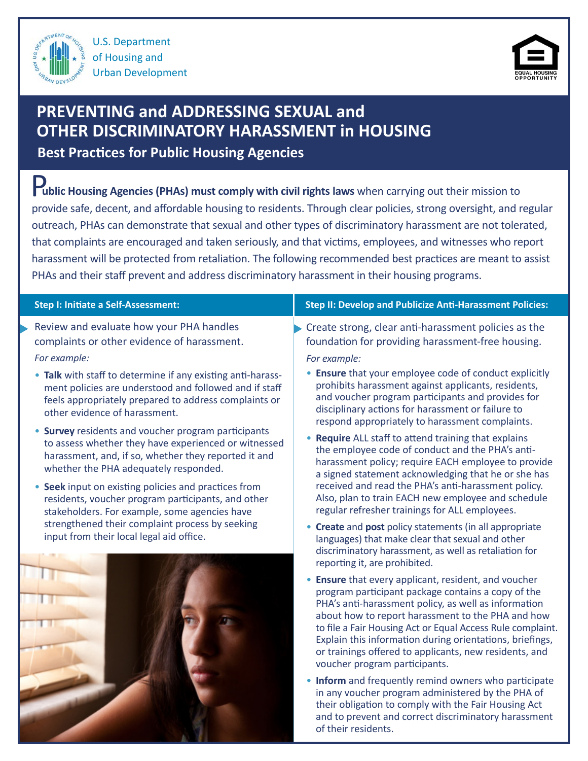U.S. Department of Housing and Urban Development

EQUAL HOUSING OPPORTUNITY

# PREVENTING and ADDRESSING SEXUAL and OTHER DISCRIMINATORY HARASSMENT in HOUSING

## Best Practices for Public Housing Agencies

**Public Housing Agencies (PHAs) must comply with civil rights laws** when carrying out their mission to provide safe, decent, and affordable housing to residents. Through clear policies, strong oversight, and regular outreach, PHAs can demonstrate that sexual and other types of discriminatory harassment are not tolerated, that complaints are encouraged and taken seriously, and that victims, employees, and witnesses who report harassment will be protected from retaliation. The following recommended best practices are meant to assist PHAs and their staff prevent and address discriminatory harassment in their housing programs.

### Step I: Initiate a Self-Assessment:

Review and evaluate how your PHA handles complaints or other evidence of harassment.

*For example:*

- **Talk** with staff to determine if any existing anti-harassment policies are understood and followed and if staff feels appropriately prepared to address complaints or other evidence of harassment.
- **Survey** residents and voucher program participants to assess whether they have experienced or witnessed harassment, and, if so, whether they reported it and whether the PHA adequately responded.
- **Seek** input on existing policies and practices from residents, voucher program participants, and other stakeholders. For example, some agencies have strengthened their complaint process by seeking input from their local legal aid office.

### Step II: Develop and Publicize Anti-Harassment Policies:

Create strong, clear anti-harassment policies as the foundation for providing harassment-free housing.

*For example:*

- **Ensure** that your employee code of conduct explicitly prohibits harassment against applicants, residents, and voucher program participants and provides for disciplinary actions for harassment or failure to respond appropriately to harassment complaints.
- **Require** ALL staff to attend training that explains the employee code of conduct and the PHA's anti-harassment policy; require EACH employee to provide a signed statement acknowledging that he or she has received and read the PHA's anti-harassment policy. Also, plan to train EACH new employee and schedule regular refresher trainings for ALL employees.
- **Create** and **post** policy statements (in all appropriate languages) that make clear that sexual and other discriminatory harassment, as well as retaliation for reporting it, are prohibited.
- **Ensure** that every applicant, resident, and voucher program participant package contains a copy of the PHA's anti-harassment policy, as well as information about how to report harassment to the PHA and how to file a Fair Housing Act or Equal Access Rule complaint. Explain this information during orientations, briefings, or trainings offered to applicants, new residents, and voucher program participants.
- **Inform** and frequently remind owners who participate in any voucher program administered by the PHA of their obligation to comply with the Fair Housing Act and to prevent and correct discriminatory harassment of their residents.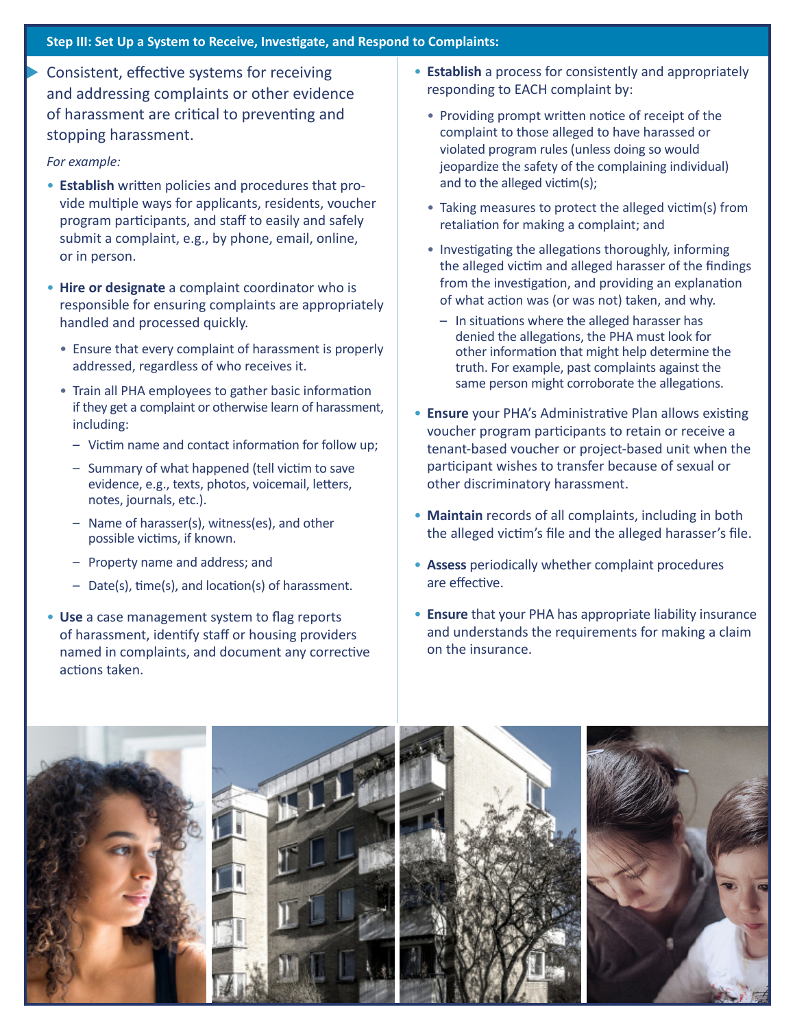### Step III: Set Up a System to Receive, Investigate, and Respond to Complaints:

Consistent, effective systems for receiving and addressing complaints or other evidence of harassment are critical to preventing and stopping harassment.

*For example:*

- **Establish** written policies and procedures that provide multiple ways for applicants, residents, voucher program participants, and staff to easily and safely submit a complaint, e.g., by phone, email, online, or in person.
- **Hire or designate** a complaint coordinator who is responsible for ensuring complaints are appropriately handled and processed quickly.
  - Ensure that every complaint of harassment is properly addressed, regardless of who receives it.
  - Train all PHA employees to gather basic information if they get a complaint or otherwise learn of harassment, including:
    - Victim name and contact information for follow up;
    - Summary of what happened (tell victim to save evidence, e.g., texts, photos, voicemail, letters, notes, journals, etc.).
    - Name of harasser(s), witness(es), and other possible victims, if known.
    - Property name and address; and
    - Date(s), time(s), and location(s) of harassment.
- **Use** a case management system to flag reports of harassment, identify staff or housing providers named in complaints, and document any corrective actions taken.
- **Establish** a process for consistently and appropriately responding to EACH complaint by:
  - Providing prompt written notice of receipt of the complaint to those alleged to have harassed or violated program rules (unless doing so would jeopardize the safety of the complaining individual) and to the alleged victim(s);
  - Taking measures to protect the alleged victim(s) from retaliation for making a complaint; and
  - Investigating the allegations thoroughly, informing the alleged victim and alleged harasser of the findings from the investigation, and providing an explanation of what action was (or was not) taken, and why.
    - In situations where the alleged harasser has denied the allegations, the PHA must look for other information that might help determine the truth. For example, past complaints against the same person might corroborate the allegations.
- **Ensure** your PHA's Administrative Plan allows existing voucher program participants to retain or receive a tenant-based voucher or project-based unit when the participant wishes to transfer because of sexual or other discriminatory harassment.
- **Maintain** records of all complaints, including in both the alleged victim's file and the alleged harasser's file.
- **Assess** periodically whether complaint procedures are effective.
- **Ensure** that your PHA has appropriate liability insurance and understands the requirements for making a claim on the insurance.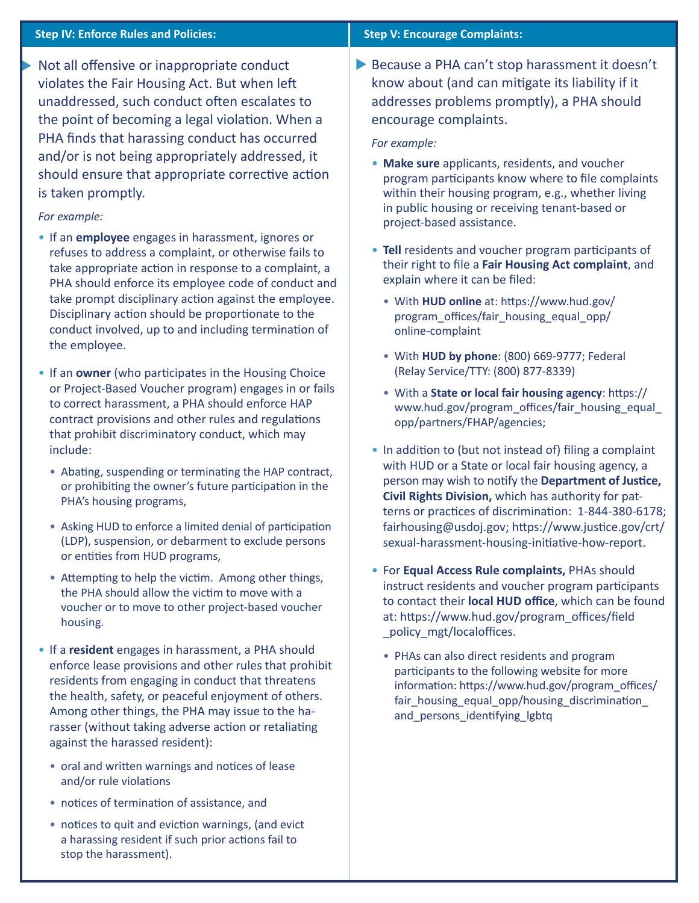## Step IV: Enforce Rules and Policies:

Not all offensive or inappropriate conduct violates the Fair Housing Act. But when left unaddressed, such conduct often escalates to the point of becoming a legal violation. When a PHA finds that harassing conduct has occurred and/or is not being appropriately addressed, it should ensure that appropriate corrective action is taken promptly.

*For example:*

- If an **employee** engages in harassment, ignores or refuses to address a complaint, or otherwise fails to take appropriate action in response to a complaint, a PHA should enforce its employee code of conduct and take prompt disciplinary action against the employee. Disciplinary action should be proportionate to the conduct involved, up to and including termination of the employee.
- If an **owner** (who participates in the Housing Choice or Project-Based Voucher program) engages in or fails to correct harassment, a PHA should enforce HAP contract provisions and other rules and regulations that prohibit discriminatory conduct, which may include:
  - Abating, suspending or terminating the HAP contract, or prohibiting the owner's future participation in the PHA's housing programs,
  - Asking HUD to enforce a limited denial of participation (LDP), suspension, or debarment to exclude persons or entities from HUD programs,
  - Attempting to help the victim. Among other things, the PHA should allow the victim to move with a voucher or to move to other project-based voucher housing.
- If a **resident** engages in harassment, a PHA should enforce lease provisions and other rules that prohibit residents from engaging in conduct that threatens the health, safety, or peaceful enjoyment of others. Among other things, the PHA may issue to the harasser (without taking adverse action or retaliating against the harassed resident):
  - oral and written warnings and notices of lease and/or rule violations
  - notices of termination of assistance, and
  - notices to quit and eviction warnings, (and evict a harassing resident if such prior actions fail to stop the harassment).

## Step V: Encourage Complaints:

Because a PHA can't stop harassment it doesn't know about (and can mitigate its liability if it addresses problems promptly), a PHA should encourage complaints.

*For example:*

- **Make sure** applicants, residents, and voucher program participants know where to file complaints within their housing program, e.g., whether living in public housing or receiving tenant-based or project-based assistance.
- **Tell** residents and voucher program participants of their right to file a **Fair Housing Act complaint**, and explain where it can be filed:
  - With **HUD online** at: https://www.hud.gov/program_offices/fair_housing_equal_opp/online-complaint
  - With **HUD by phone**: (800) 669-9777; Federal (Relay Service/TTY: (800) 877-8339)
  - With a **State or local fair housing agency**: https://www.hud.gov/program_offices/fair_housing_equal_opp/partners/FHAP/agencies;
- In addition to (but not instead of) filing a complaint with HUD or a State or local fair housing agency, a person may wish to notify the **Department of Justice, Civil Rights Division,** which has authority for patterns or practices of discrimination: 1-844-380-6178; fairhousing@usdoj.gov; https://www.justice.gov/crt/sexual-harassment-housing-initiative-how-report.
- For **Equal Access Rule complaints,** PHAs should instruct residents and voucher program participants to contact their **local HUD office**, which can be found at: https://www.hud.gov/program_offices/field_policy_mgt/localoffices.
  - PHAs can also direct residents and program participants to the following website for more information: https://www.hud.gov/program_offices/fair_housing_equal_opp/housing_discrimination_and_persons_identifying_lgbtq